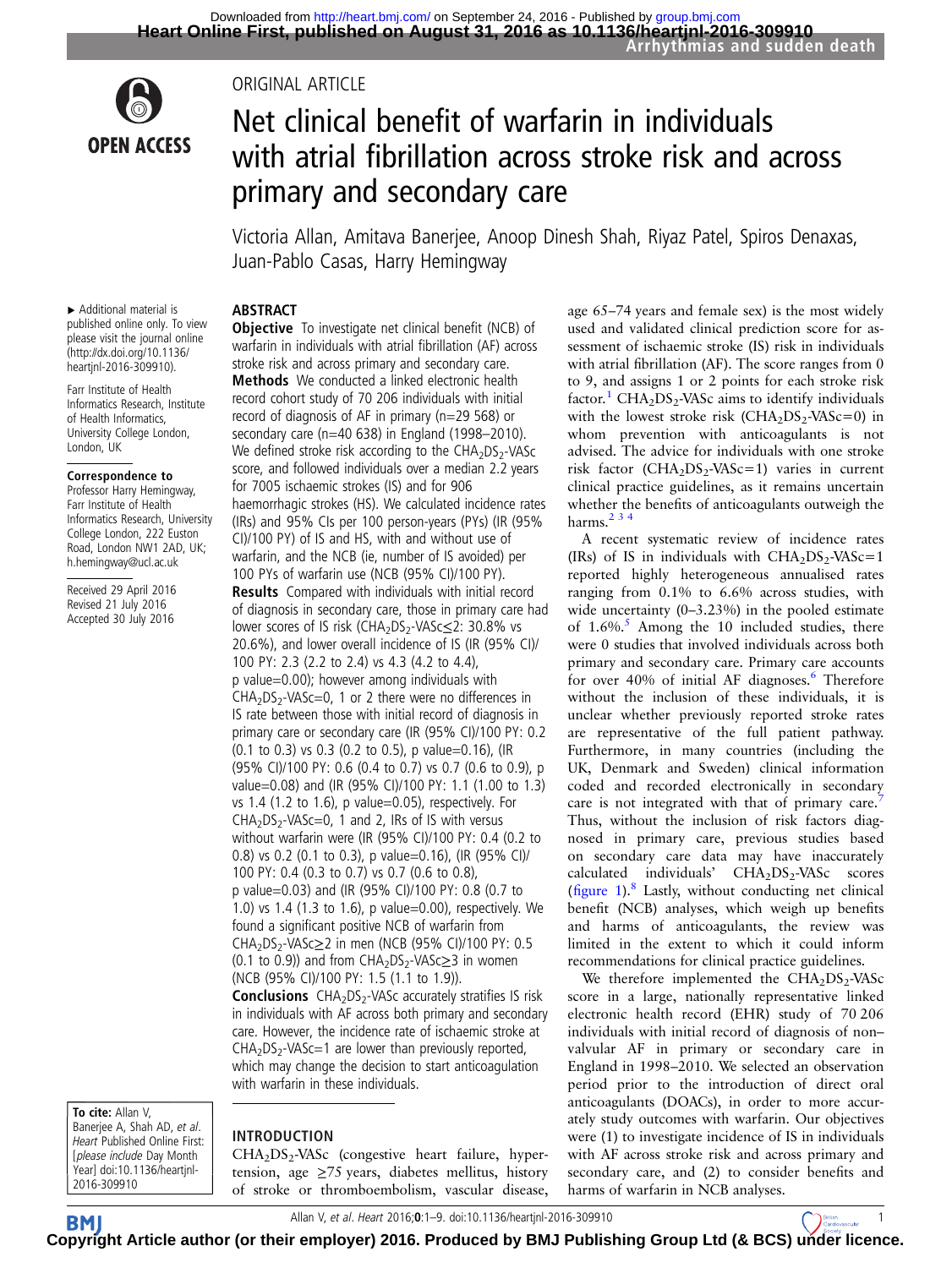ORIGINAL ARTICLE

# Net clinical benefit of warfarin in individuals with atrial fibrillation across stroke risk and across primary and secondary care

Victoria Allan, Amitava Banerjee, Anoop Dinesh Shah, Riyaz Patel, Spiros Denaxas, Juan-Pablo Casas, Harry Hemingway

▸ Additional material is published online only. To view please visit the journal online (http://dx.doi.org/10.1136/heartjnl-2016-309910).

Farr Institute of Health Informatics Research, Institute of Health Informatics, University College London, London, UK

**Correspondence to**
Professor Harry Hemingway, Farr Institute of Health Informatics Research, University College London, 222 Euston Road, London NW1 2AD, UK; h.hemingway@ucl.ac.uk

Received 29 April 2016
Revised 21 July 2016
Accepted 30 July 2016

## ABSTRACT

**Objective** To investigate net clinical benefit (NCB) of warfarin in individuals with atrial fibrillation (AF) across stroke risk and across primary and secondary care.

**Methods** We conducted a linked electronic health record cohort study of 70 206 individuals with initial record of diagnosis of AF in primary (n=29 568) or secondary care (n=40 638) in England (1998–2010). We defined stroke risk according to the $CHA_2DS_2$-VASc score, and followed individuals over a median 2.2 years for 7005 ischaemic strokes (IS) and for 906 haemorrhagic strokes (HS). We calculated incidence rates (IRs) and 95% CIs per 100 person-years (PYs) (IR (95% CI)/100 PY) of IS and HS, with and without use of warfarin, and the NCB (ie, number of IS avoided) per 100 PYs of warfarin use (NCB (95% CI)/100 PY).

**Results** Compared with individuals with initial record of diagnosis in secondary care, those in primary care had lower scores of IS risk ($CHA_2DS_2$-VASc≤2: 30.8% vs 20.6%), and lower overall incidence of IS (IR (95% CI)/100 PY: 2.3 (2.2 to 2.4) vs 4.3 (4.2 to 4.4), p value=0.00); however among individuals with $CHA_2DS_2$-VASc=0, 1 or 2 there were no differences in IS rate between those with initial record of diagnosis in primary care or secondary care (IR (95% CI)/100 PY: 0.2 (0.1 to 0.3) vs 0.3 (0.2 to 0.5), p value=0.16), (IR (95% CI)/100 PY: 0.6 (0.4 to 0.7) vs 0.7 (0.6 to 0.9), p value=0.08) and (IR (95% CI)/100 PY: 1.1 (1.00 to 1.3) vs 1.4 (1.2 to 1.6), p value=0.05), respectively. For $CHA_2DS_2$-VASc=0, 1 and 2, IRs of IS with versus without warfarin were (IR (95% CI)/100 PY: 0.4 (0.2 to 0.8) vs 0.2 (0.1 to 0.3), p value=0.16), (IR (95% CI)/100 PY: 0.4 (0.3 to 0.7) vs 0.7 (0.6 to 0.8), p value=0.03) and (IR (95% CI)/100 PY: 0.8 (0.7 to 1.0) vs 1.4 (1.3 to 1.6), p value=0.00), respectively. We found a significant positive NCB of warfarin from $CHA_2DS_2$-VASc≥2 in men (NCB (95% CI)/100 PY: 0.5 (0.1 to 0.9)) and from $CHA_2DS_2$-VASc≥3 in women (NCB (95% CI)/100 PY: 1.5 (1.1 to 1.9)).

**Conclusions** $CHA_2DS_2$-VASc accurately stratifies IS risk in individuals with AF across both primary and secondary care. However, the incidence rate of ischaemic stroke at $CHA_2DS_2$-VASc=1 are lower than previously reported, which may change the decision to start anticoagulation with warfarin in these individuals.

**To cite:** Allan V, Banerjee A, Shah AD, *et al*. *Heart* Published Online First: [*please include* Day Month Year] doi:10.1136/heartjnl-2016-309910

## INTRODUCTION

$CHA_2DS_2$-VASc (congestive heart failure, hypertension, age ≥75 years, diabetes mellitus, history of stroke or thromboembolism, vascular disease, age 65–74 years and female sex) is the most widely used and validated clinical prediction score for assessment of ischaemic stroke (IS) risk in individuals with atrial fibrillation (AF). The score ranges from 0 to 9, and assigns 1 or 2 points for each stroke risk factor.[1] $CHA_2DS_2$-VASc aims to identify individuals with the lowest stroke risk ($CHA_2DS_2$-VASc=0) in whom prevention with anticoagulants is not advised. The advice for individuals with one stroke risk factor ($CHA_2DS_2$-VASc=1) varies in current clinical practice guidelines, as it remains uncertain whether the benefits of anticoagulants outweigh the harms.[2 3 4]

A recent systematic review of incidence rates (IRs) of IS in individuals with $CHA_2DS_2$-VASc=1 reported highly heterogeneous annualised rates ranging from 0.1% to 6.6% across studies, with wide uncertainty (0–3.23%) in the pooled estimate of 1.6%.[5] Among the 10 included studies, there were 0 studies that involved individuals across both primary and secondary care. Primary care accounts for over 40% of initial AF diagnoses.[6] Therefore without the inclusion of these individuals, it is unclear whether previously reported stroke rates are representative of the full patient pathway. Furthermore, in many countries (including the UK, Denmark and Sweden) clinical information coded and recorded electronically in secondary care is not integrated with that of primary care.[7] Thus, without the inclusion of risk factors diagnosed in primary care, previous studies based on secondary care data may have inaccurately calculated individuals' $CHA_2DS_2$-VASc scores (figure 1).[8] Lastly, without conducting net clinical benefit (NCB) analyses, which weigh up benefits and harms of anticoagulants, the review was limited in the extent to which it could inform recommendations for clinical practice guidelines.

We therefore implemented the $CHA_2DS_2$-VASc score in a large, nationally representative linked electronic health record (EHR) study of 70 206 individuals with initial record of diagnosis of non–valvular AF in primary or secondary care in England in 1998–2010. We selected an observation period prior to the introduction of direct oral anticoagulants (DOACs), in order to more accurately study outcomes with warfarin. Our objectives were (1) to investigate incidence of IS in individuals with AF across stroke risk and across primary and secondary care, and (2) to consider benefits and harms of warfarin in NCB analyses.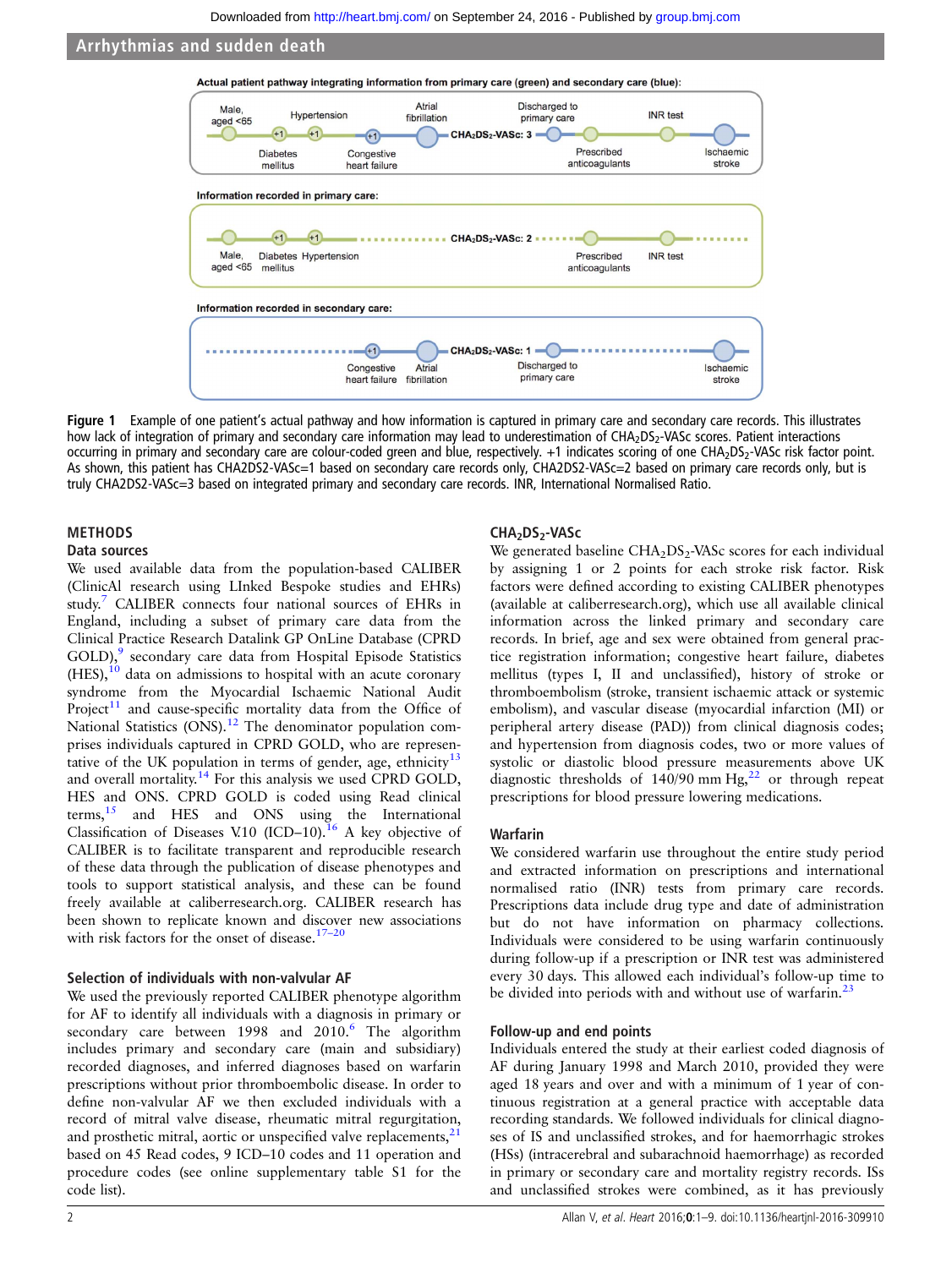Figure 1 Example of one patient's actual pathway and how information is captured in primary care and secondary care records. This illustrates how lack of integration of primary and secondary care information may lead to underestimation of $CHA_2DS_2$-VASc scores. Patient interactions occurring in primary and secondary care are colour-coded green and blue, respectively. +1 indicates scoring of one $CHA_2DS_2$-VASc risk factor point. As shown, this patient has CHA2DS2-VASc=1 based on secondary care records only, CHA2DS2-VASc=2 based on primary care records only, but is truly CHA2DS2-VASc=3 based on integrated primary and secondary care records. INR, International Normalised Ratio.

## METHODS

### Data sources

We used available data from the population-based CALIBER (ClinicAl research using LInked Bespoke studies and EHRs) study.[7] CALIBER connects four national sources of EHRs in England, including a subset of primary care data from the Clinical Practice Research Datalink GP OnLine Database (CPRD GOLD),[9] secondary care data from Hospital Episode Statistics (HES),[10] data on admissions to hospital with an acute coronary syndrome from the Myocardial Ischaemic National Audit Project[11] and cause-specific mortality data from the Office of National Statistics (ONS).[12] The denominator population comprises individuals captured in CPRD GOLD, who are representative of the UK population in terms of gender, age, ethnicity[13] and overall mortality.[14] For this analysis we used CPRD GOLD, HES and ONS. CPRD GOLD is coded using Read clinical terms,[15] and HES and ONS using the International Classification of Diseases V.10 (ICD–10).[16] A key objective of CALIBER is to facilitate transparent and reproducible research of these data through the publication of disease phenotypes and tools to support statistical analysis, and these can be found freely available at caliberresearch.org. CALIBER research has been shown to replicate known and discover new associations with risk factors for the onset of disease.[17–20]

### Selection of individuals with non-valvular AF

We used the previously reported CALIBER phenotype algorithm for AF to identify all individuals with a diagnosis in primary or secondary care between 1998 and 2010.[6] The algorithm includes primary and secondary care (main and subsidiary) recorded diagnoses, and inferred diagnoses based on warfarin prescriptions without prior thromboembolic disease. In order to define non-valvular AF we then excluded individuals with a record of mitral valve disease, rheumatic mitral regurgitation, and prosthetic mitral, aortic or unspecified valve replacements,[21] based on 45 Read codes, 9 ICD–10 codes and 11 operation and procedure codes (see online supplementary table S1 for the code list).

### $CHA_2DS_2$-VASc

We generated baseline $CHA_2DS_2$-VASc scores for each individual by assigning 1 or 2 points for each stroke risk factor. Risk factors were defined according to existing CALIBER phenotypes (available at caliberresearch.org), which use all available clinical information across the linked primary and secondary care records. In brief, age and sex were obtained from general practice registration information; congestive heart failure, diabetes mellitus (types I, II and unclassified), history of stroke or thromboembolism (stroke, transient ischaemic attack or systemic embolism), and vascular disease (myocardial infarction (MI) or peripheral artery disease (PAD)) from clinical diagnosis codes; and hypertension from diagnosis codes, two or more values of systolic or diastolic blood pressure measurements above UK diagnostic thresholds of 140/90 mm Hg,[22] or through repeat prescriptions for blood pressure lowering medications.

### Warfarin

We considered warfarin use throughout the entire study period and extracted information on prescriptions and international normalised ratio (INR) tests from primary care records. Prescriptions data include drug type and date of administration but do not have information on pharmacy collections. Individuals were considered to be using warfarin continuously during follow-up if a prescription or INR test was administered every 30 days. This allowed each individual's follow-up time to be divided into periods with and without use of warfarin.[23]

### Follow-up and end points

Individuals entered the study at their earliest coded diagnosis of AF during January 1998 and March 2010, provided they were aged 18 years and over and with a minimum of 1 year of continuous registration at a general practice with acceptable data recording standards. We followed individuals for clinical diagnoses of IS and unclassified strokes, and for haemorrhagic strokes (HSs) (intracerebral and subarachnoid haemorrhage) as recorded in primary or secondary care and mortality registry records. ISs and unclassified strokes were combined, as it has previously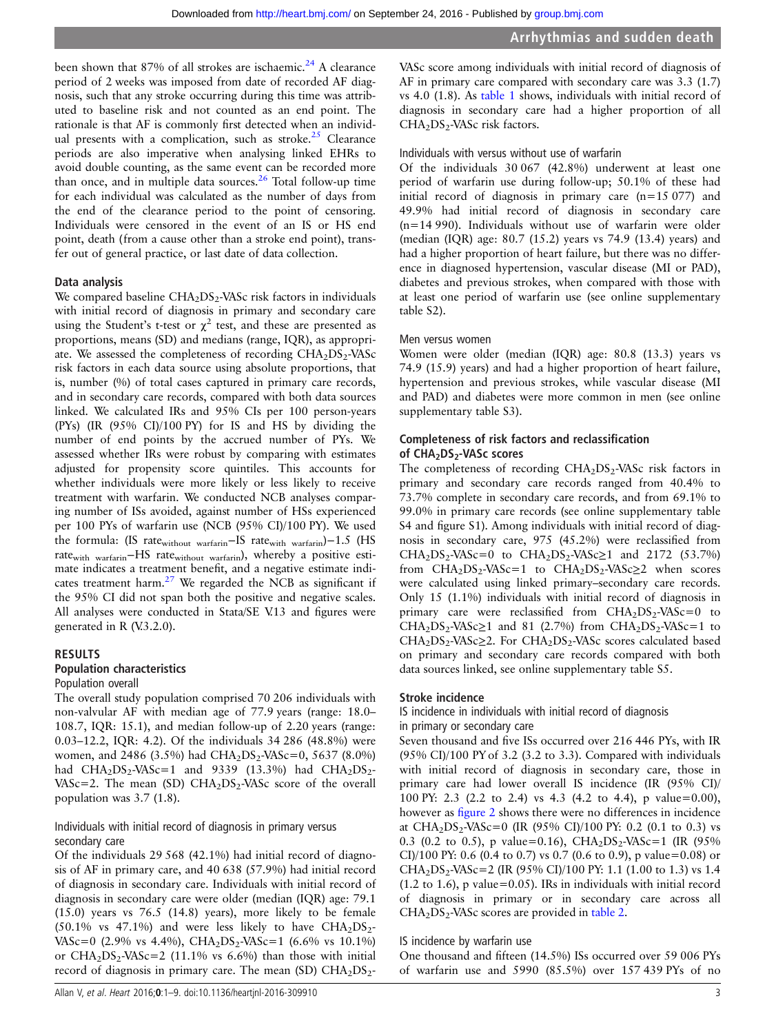been shown that 87% of all strokes are ischaemic.[24] A clearance period of 2 weeks was imposed from date of recorded AF diagnosis, such that any stroke occurring during this time was attributed to baseline risk and not counted as an end point. The rationale is that AF is commonly first detected when an individual presents with a complication, such as stroke.[25] Clearance periods are also imperative when analysing linked EHRs to avoid double counting, as the same event can be recorded more than once, and in multiple data sources.[26] Total follow-up time for each individual was calculated as the number of days from the end of the clearance period to the point of censoring. Individuals were censored in the event of an IS or HS end point, death (from a cause other than a stroke end point), transfer out of general practice, or last date of data collection.

### Data analysis

We compared baseline $CHA_2DS_2$-VASc risk factors in individuals with initial record of diagnosis in primary and secondary care using the Student's t-test or $\chi^2$ test, and these are presented as proportions, means (SD) and medians (range, IQR), as appropriate. We assessed the completeness of recording $CHA_2DS_2$-VASc risk factors in each data source using absolute proportions, that is, number (%) of total cases captured in primary care records, and in secondary care records, compared with both data sources linked. We calculated IRs and 95% CIs per 100 person-years (PYs) (IR (95% CI)/100 PY) for IS and HS by dividing the number of end points by the accrued number of PYs. We assessed whether IRs were robust by comparing with estimates adjusted for propensity score quintiles. This accounts for whether individuals were more likely or less likely to receive treatment with warfarin. We conducted NCB analyses comparing number of ISs avoided, against number of HSs experienced per 100 PYs of warfarin use (NCB (95% CI)/100 PY). We used the formula: (IS $rate_{without\ warfarin}$−IS $rate_{with\ warfarin}$)−1.5 (HS $rate_{with\ warfarin}$−HS $rate_{without\ warfarin}$), whereby a positive estimate indicates a treatment benefit, and a negative estimate indicates treatment harm.[27] We regarded the NCB as significant if the 95% CI did not span both the positive and negative scales. All analyses were conducted in Stata/SE V.13 and figures were generated in R (V.3.2.0).

## RESULTS

### Population characteristics

#### Population overall

The overall study population comprised 70 206 individuals with non-valvular AF with median age of 77.9 years (range: 18.0–108.7, IQR: 15.1), and median follow-up of 2.20 years (range: 0.03–12.2, IQR: 4.2). Of the individuals 34 286 (48.8%) were women, and 2486 (3.5%) had $CHA_2DS_2$-VASc=0, 5637 (8.0%) had $CHA_2DS_2$-VASc=1 and 9339 (13.3%) had $CHA_2DS_2$-VASc=2. The mean (SD) $CHA_2DS_2$-VASc score of the overall population was 3.7 (1.8).

#### Individuals with initial record of diagnosis in primary versus secondary care

Of the individuals 29 568 (42.1%) had initial record of diagnosis of AF in primary care, and 40 638 (57.9%) had initial record of diagnosis in secondary care. Individuals with initial record of diagnosis in secondary care were older (median (IQR) age: 79.1 (15.0) years vs 76.5 (14.8) years), more likely to be female (50.1% vs 47.1%) and were less likely to have $CHA_2DS_2$-VASc=0 (2.9% vs 4.4%), $CHA_2DS_2$-VASc=1 (6.6% vs 10.1%) or $CHA_2DS_2$-VASc=2 (11.1% vs 6.6%) than those with initial record of diagnosis in primary care. The mean (SD) $CHA_2DS_2$-VASc score among individuals with initial record of diagnosis of AF in primary care compared with secondary care was 3.3 (1.7) vs 4.0 (1.8). As table 1 shows, individuals with initial record of diagnosis in secondary care had a higher proportion of all $CHA_2DS_2$-VASc risk factors.

#### Individuals with versus without use of warfarin

Of the individuals 30 067 (42.8%) underwent at least one period of warfarin use during follow-up; 50.1% of these had initial record of diagnosis in primary care (n=15 077) and 49.9% had initial record of diagnosis in secondary care (n=14 990). Individuals without use of warfarin were older (median (IQR) age: 80.7 (15.2) years vs 74.9 (13.4) years) and had a higher proportion of heart failure, but there was no difference in diagnosed hypertension, vascular disease (MI or PAD), diabetes and previous strokes, when compared with those with at least one period of warfarin use (see online supplementary table S2).

#### Men versus women

Women were older (median (IQR) age: 80.8 (13.3) years vs 74.9 (15.9) years) and had a higher proportion of heart failure, hypertension and previous strokes, while vascular disease (MI and PAD) and diabetes were more common in men (see online supplementary table S3).

### Completeness of risk factors and reclassification of $CHA_2DS_2$-VASc scores

The completeness of recording $CHA_2DS_2$-VASc risk factors in primary and secondary care records ranged from 40.4% to 73.7% complete in secondary care records, and from 69.1% to 99.0% in primary care records (see online supplementary table S4 and figure S1). Among individuals with initial record of diagnosis in secondary care, 975 (45.2%) were reclassified from $CHA_2DS_2$-VASc=0 to $CHA_2DS_2$-VASc≥1 and 2172 (53.7%) from $CHA_2DS_2$-VASc=1 to $CHA_2DS_2$-VASc≥2 when scores were calculated using linked primary–secondary care records. Only 15 (1.1%) individuals with initial record of diagnosis in primary care were reclassified from $CHA_2DS_2$-VASc=0 to $CHA_2DS_2$-VASc≥1 and 81 (2.7%) from $CHA_2DS_2$-VASc=1 to $CHA_2DS_2$-VASc≥2. For $CHA_2DS_2$-VASc scores calculated based on primary and secondary care records compared with both data sources linked, see online supplementary table S5.

### Stroke incidence

#### IS incidence in individuals with initial record of diagnosis in primary or secondary care

Seven thousand and five ISs occurred over 216 446 PYs, with IR (95% CI)/100 PY of 3.2 (3.2 to 3.3). Compared with individuals with initial record of diagnosis in secondary care, those in primary care had lower overall IS incidence (IR (95% CI)/100 PY: 2.3 (2.2 to 2.4) vs 4.3 (4.2 to 4.4), p value=0.00), however as figure 2 shows there were no differences in incidence at $CHA_2DS_2$-VASc=0 (IR (95% CI)/100 PY: 0.2 (0.1 to 0.3) vs 0.3 (0.2 to 0.5), p value=0.16), $CHA_2DS_2$-VASc=1 (IR (95% CI)/100 PY: 0.6 (0.4 to 0.7) vs 0.7 (0.6 to 0.9), p value=0.08) or $CHA_2DS_2$-VASc=2 (IR (95% CI)/100 PY: 1.1 (1.00 to 1.3) vs 1.4 (1.2 to 1.6), p value=0.05). IRs in individuals with initial record of diagnosis in primary or in secondary care across all $CHA_2DS_2$-VASc scores are provided in table 2.

#### IS incidence by warfarin use

One thousand and fifteen (14.5%) ISs occurred over 59 006 PYs of warfarin use and 5990 (85.5%) over 157 439 PYs of no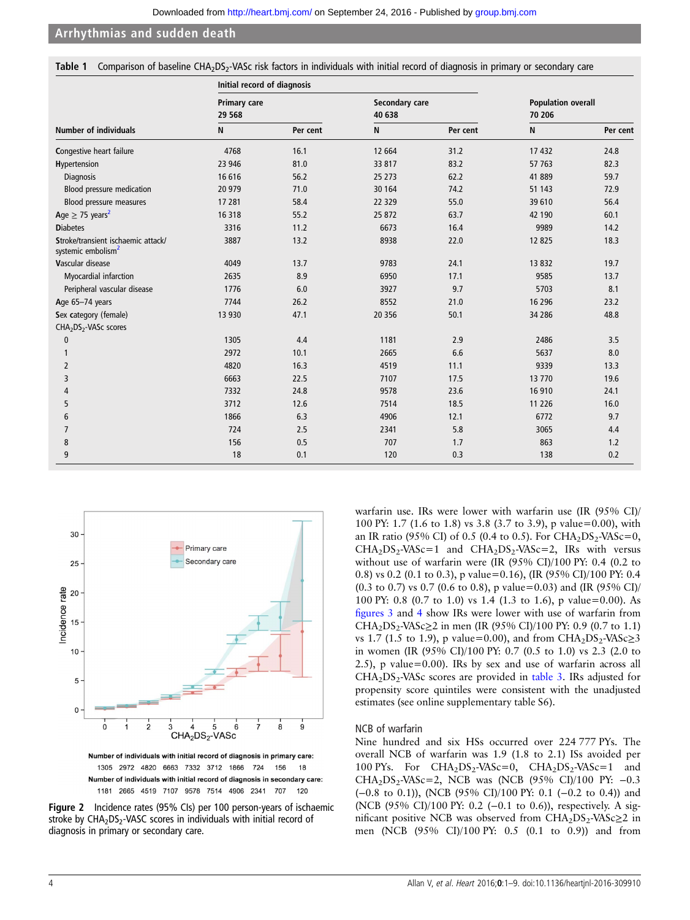**Table 1** Comparison of baseline $CHA_2DS_2$-VASc risk factors in individuals with initial record of diagnosis in primary or secondary care

| | Initial record of diagnosis | | | | | |
|---|---|---|---|---|---|---|
| | Primary care 29 568 | | Secondary care 40 638 | | Population overall 70 206 | |
| Number of individuals | N | Per cent | N | Per cent | N | Per cent |
| Congestive heart failure | 4768 | 16.1 | 12 664 | 31.2 | 17 432 | 24.8 |
| Hypertension | 23 946 | 81.0 | 33 817 | 83.2 | 57 763 | 82.3 |
| Diagnosis | 16 616 | 56.2 | 25 273 | 62.2 | 41 889 | 59.7 |
| Blood pressure medication | 20 979 | 71.0 | 30 164 | 74.2 | 51 143 | 72.9 |
| Blood pressure measures | 17 281 | 58.4 | 22 329 | 55.0 | 39 610 | 56.4 |
| Age ≥ 75 years[2] | 16 318 | 55.2 | 25 872 | 63.7 | 42 190 | 60.1 |
| Diabetes | 3316 | 11.2 | 6673 | 16.4 | 9989 | 14.2 |
| Stroke/transient ischaemic attack/ systemic embolism[2] | 3887 | 13.2 | 8938 | 22.0 | 12 825 | 18.3 |
| Vascular disease | 4049 | 13.7 | 9783 | 24.1 | 13 832 | 19.7 |
| Myocardial infarction | 2635 | 8.9 | 6950 | 17.1 | 9585 | 13.7 |
| Peripheral vascular disease | 1776 | 6.0 | 3927 | 9.7 | 5703 | 8.1 |
| Age 65–74 years | 7744 | 26.2 | 8552 | 21.0 | 16 296 | 23.2 |
| Sex category (female) | 13 930 | 47.1 | 20 356 | 50.1 | 34 286 | 48.8 |
| $CHA_2DS_2$-VASc scores | | | | | | |
| 0 | 1305 | 4.4 | 1181 | 2.9 | 2486 | 3.5 |
| 1 | 2972 | 10.1 | 2665 | 6.6 | 5637 | 8.0 |
| 2 | 4820 | 16.3 | 4519 | 11.1 | 9339 | 13.3 |
| 3 | 6663 | 22.5 | 7107 | 17.5 | 13 770 | 19.6 |
| 4 | 7332 | 24.8 | 9578 | 23.6 | 16 910 | 24.1 |
| 5 | 3712 | 12.6 | 7514 | 18.5 | 11 226 | 16.0 |
| 6 | 1866 | 6.3 | 4906 | 12.1 | 6772 | 9.7 |
| 7 | 724 | 2.5 | 2341 | 5.8 | 3065 | 4.4 |
| 8 | 156 | 0.5 | 707 | 1.7 | 863 | 1.2 |
| 9 | 18 | 0.1 | 120 | 0.3 | 138 | 0.2 |

Number of individuals with initial record of diagnosis in primary care: 1305 2972 4820 6663 7332 3712 1866 724 156 18

Number of individuals with initial record of diagnosis in secondary care: 1181 2665 4519 7107 9578 7514 4906 2341 707 120

**Figure 2** Incidence rates (95% CIs) per 100 person-years of ischaemic stroke by $CHA_2DS_2$-VASC scores in individuals with initial record of diagnosis in primary or secondary care.

warfarin use. IRs were lower with warfarin use (IR (95% CI)/100 PY: 1.7 (1.6 to 1.8) vs 3.8 (3.7 to 3.9), p value=0.00), with an IR ratio (95% CI) of 0.5 (0.4 to 0.5). For $CHA_2DS_2$-VASc=0, $CHA_2DS_2$-VASc=1 and $CHA_2DS_2$-VASc=2, IRs with versus without use of warfarin were (IR (95% CI)/100 PY: 0.4 (0.2 to 0.8) vs 0.2 (0.1 to 0.3), p value=0.16), (IR (95% CI)/100 PY: 0.4 (0.3 to 0.7) vs 0.7 (0.6 to 0.8), p value=0.03) and (IR (95% CI)/100 PY: 0.8 (0.7 to 1.0) vs 1.4 (1.3 to 1.6), p value=0.00). As figures 3 and 4 show IRs were lower with use of warfarin from $CHA_2DS_2$-VASc≥2 in men (IR (95% CI)/100 PY: 0.9 (0.7 to 1.1) vs 1.7 (1.5 to 1.9), p value=0.00), and from $CHA_2DS_2$-VASc≥3 in women (IR (95% CI)/100 PY: 0.7 (0.5 to 1.0) vs 2.3 (2.0 to 2.5), p value=0.00). IRs by sex and use of warfarin across all $CHA_2DS_2$-VASc scores are provided in table 3. IRs adjusted for propensity score quintiles were consistent with the unadjusted estimates (see online supplementary table S6).

### NCB of warfarin

Nine hundred and six HSs occurred over 224 777 PYs. The overall NCB of warfarin was 1.9 (1.8 to 2.1) ISs avoided per 100 PYs. For $CHA_2DS_2$-VASc=0, $CHA_2DS_2$-VASc=1 and $CHA_2DS_2$-VASc=2, NCB was (NCB (95% CI)/100 PY: −0.3 (−0.8 to 0.1)), (NCB (95% CI)/100 PY: 0.1 (−0.2 to 0.4)) and (NCB (95% CI)/100 PY: 0.2 (−0.1 to 0.6)), respectively. A significant positive NCB was observed from $CHA_2DS_2$-VASc≥2 in men (NCB (95% CI)/100 PY: 0.5 (0.1 to 0.9)) and from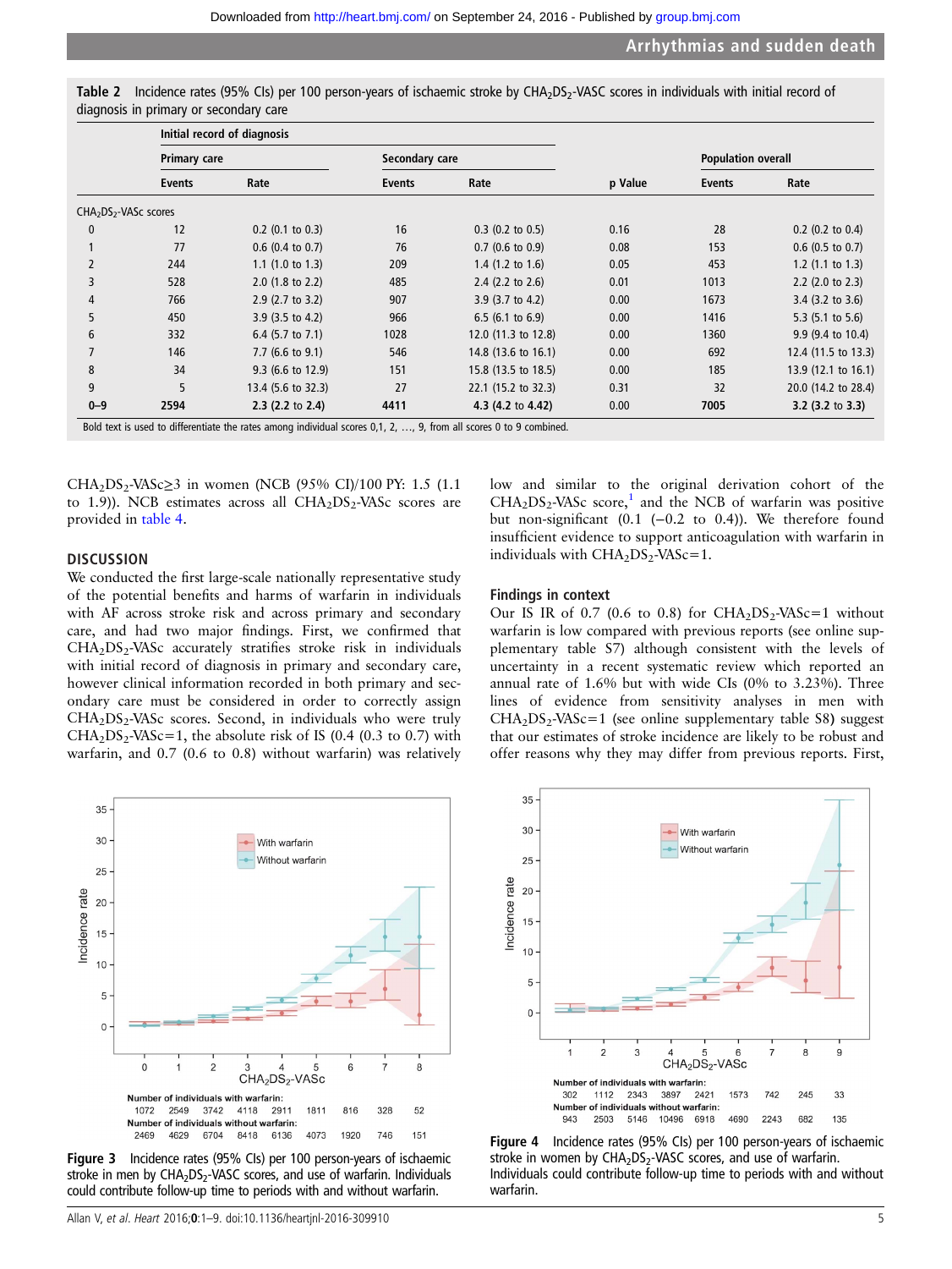**Table 2** Incidence rates (95% CIs) per 100 person-years of ischaemic stroke by $CHA_2DS_2$-VASc scores in individuals with initial record of diagnosis in primary or secondary care

| | Initial record of diagnosis | | | | | | |
|---|---|---|---|---|---|---|---|
| | Primary care | | Secondary care | | | Population overall | |
| | Events | Rate | Events | Rate | p Value | Events | Rate |
| $CHA_2DS_2$-VASc scores | | | | | | | |
| 0 | 12 | 0.2 (0.1 to 0.3) | 16 | 0.3 (0.2 to 0.5) | 0.16 | 28 | 0.2 (0.2 to 0.4) |
| 1 | 77 | 0.6 (0.4 to 0.7) | 76 | 0.7 (0.6 to 0.9) | 0.08 | 153 | 0.6 (0.5 to 0.7) |
| 2 | 244 | 1.1 (1.0 to 1.3) | 209 | 1.4 (1.2 to 1.6) | 0.05 | 453 | 1.2 (1.1 to 1.3) |
| 3 | 528 | 2.0 (1.8 to 2.2) | 485 | 2.4 (2.2 to 2.6) | 0.01 | 1013 | 2.2 (2.0 to 2.3) |
| 4 | 766 | 2.9 (2.7 to 3.2) | 907 | 3.9 (3.7 to 4.2) | 0.00 | 1673 | 3.4 (3.2 to 3.6) |
| 5 | 450 | 3.9 (3.5 to 4.2) | 966 | 6.5 (6.1 to 6.9) | 0.00 | 1416 | 5.3 (5.1 to 5.6) |
| 6 | 332 | 6.4 (5.7 to 7.1) | 1028 | 12.0 (11.3 to 12.8) | 0.00 | 1360 | 9.9 (9.4 to 10.4) |
| 7 | 146 | 7.7 (6.6 to 9.1) | 546 | 14.8 (13.6 to 16.1) | 0.00 | 692 | 12.4 (11.5 to 13.3) |
| 8 | 34 | 9.3 (6.6 to 12.9) | 151 | 15.8 (13.5 to 18.5) | 0.00 | 185 | 13.9 (12.1 to 16.1) |
| 9 | 5 | 13.4 (5.6 to 32.3) | 27 | 22.1 (15.2 to 32.3) | 0.31 | 32 | 20.0 (14.2 to 28.4) |
| **0–9** | **2594** | **2.3 (2.2 to 2.4)** | **4411** | **4.3 (4.2 to 4.42)** | 0.00 | **7005** | **3.2 (3.2 to 3.3)** |

Bold text is used to differentiate the rates among individual scores 0,1, 2, …, 9, from all scores 0 to 9 combined.

$CHA_2DS_2$-VASc≥3 in women (NCB (95% CI)/100 PY: 1.5 (1.1 to 1.9)). NCB estimates across all $CHA_2DS_2$-VASc scores are provided in table 4.

## DISCUSSION

We conducted the first large-scale nationally representative study of the potential benefits and harms of warfarin in individuals with AF across stroke risk and across primary and secondary care, and had two major findings. First, we confirmed that $CHA_2DS_2$-VASc accurately stratifies stroke risk in individuals with initial record of diagnosis in primary and secondary care, however clinical information recorded in both primary and secondary care must be considered in order to correctly assign $CHA_2DS_2$-VASc scores. Second, in individuals who were truly $CHA_2DS_2$-VASc=1, the absolute risk of IS (0.4 (0.3 to 0.7) with warfarin, and 0.7 (0.6 to 0.8) without warfarin) was relatively low and similar to the original derivation cohort of the $CHA_2DS_2$-VASc score,[1] and the NCB of warfarin was positive but non-significant (0.1 (−0.2 to 0.4)). We therefore found insufficient evidence to support anticoagulation with warfarin in individuals with $CHA_2DS_2$-VASc=1.

### Findings in context

Our IS IR of 0.7 (0.6 to 0.8) for $CHA_2DS_2$-VASc=1 without warfarin is low compared with previous reports (see online supplementary table S7) although consistent with the levels of uncertainty in a recent systematic review which reported an annual rate of 1.6% but with wide CIs (0% to 3.23%). Three lines of evidence from sensitivity analyses in men with $CHA_2DS_2$-VASc=1 (see online supplementary table S8) suggest that our estimates of stroke incidence are likely to be robust and offer reasons why they may differ from previous reports. First,

**Figure 3** Incidence rates (95% CIs) per 100 person-years of ischaemic stroke in men by $CHA_2DS_2$-VASc scores, and use of warfarin. Individuals could contribute follow-up time to periods with and without warfarin.

**Figure 4** Incidence rates (95% CIs) per 100 person-years of ischaemic stroke in women by $CHA_2DS_2$-VASc scores, and use of warfarin. Individuals could contribute follow-up time to periods with and without warfarin.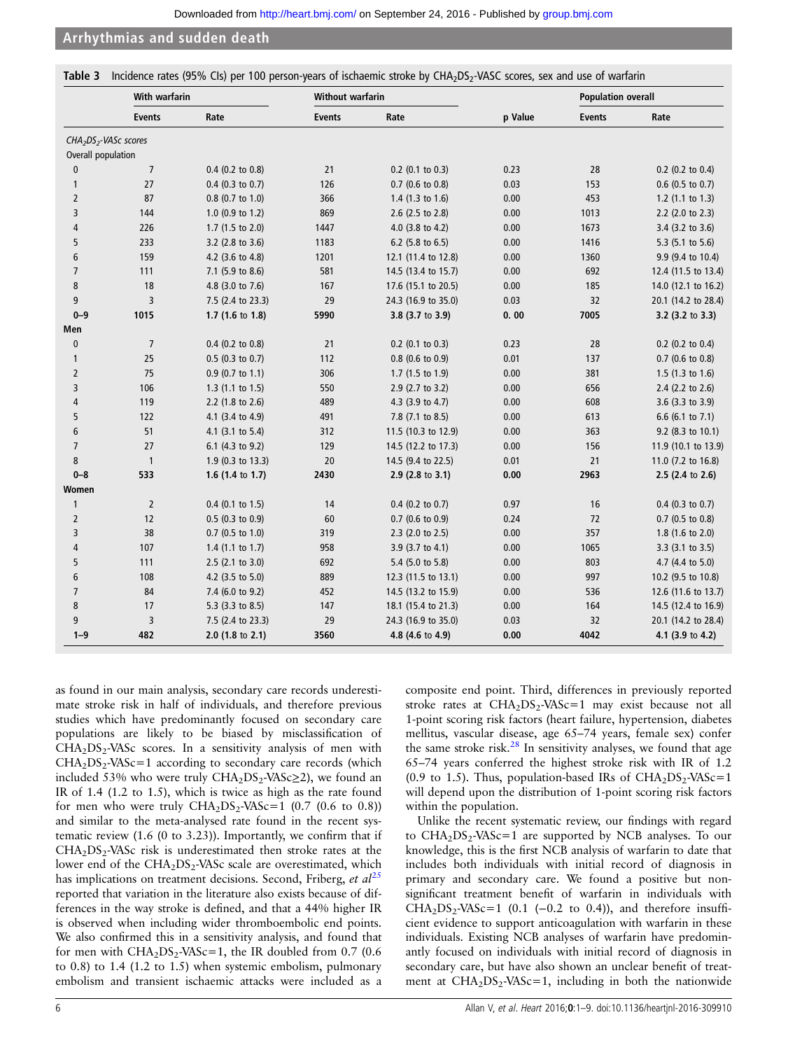**Table 3** Incidence rates (95% CIs) per 100 person-years of ischaemic stroke by $CHA_2DS_2$-VASC scores, sex and use of warfarin

| | With warfarin | | Without warfarin | | | Population overall | |
|---|---|---|---|---|---|---|---|
| | Events | Rate | Events | Rate | p Value | Events | Rate |
| *$CHA_2DS_2$-VASc scores* | | | | | | | |
| Overall population | | | | | | | |
| 0 | 7 | 0.4 (0.2 to 0.8) | 21 | 0.2 (0.1 to 0.3) | 0.23 | 28 | 0.2 (0.2 to 0.4) |
| 1 | 27 | 0.4 (0.3 to 0.7) | 126 | 0.7 (0.6 to 0.8) | 0.03 | 153 | 0.6 (0.5 to 0.7) |
| 2 | 87 | 0.8 (0.7 to 1.0) | 366 | 1.4 (1.3 to 1.6) | 0.00 | 453 | 1.2 (1.1 to 1.3) |
| 3 | 144 | 1.0 (0.9 to 1.2) | 869 | 2.6 (2.5 to 2.8) | 0.00 | 1013 | 2.2 (2.0 to 2.3) |
| 4 | 226 | 1.7 (1.5 to 2.0) | 1447 | 4.0 (3.8 to 4.2) | 0.00 | 1673 | 3.4 (3.2 to 3.6) |
| 5 | 233 | 3.2 (2.8 to 3.6) | 1183 | 6.2 (5.8 to 6.5) | 0.00 | 1416 | 5.3 (5.1 to 5.6) |
| 6 | 159 | 4.2 (3.6 to 4.8) | 1201 | 12.1 (11.4 to 12.8) | 0.00 | 1360 | 9.9 (9.4 to 10.4) |
| 7 | 111 | 7.1 (5.9 to 8.6) | 581 | 14.5 (13.4 to 15.7) | 0.00 | 692 | 12.4 (11.5 to 13.4) |
| 8 | 18 | 4.8 (3.0 to 7.6) | 167 | 17.6 (15.1 to 20.5) | 0.00 | 185 | 14.0 (12.1 to 16.2) |
| 9 | 3 | 7.5 (2.4 to 23.3) | 29 | 24.3 (16.9 to 35.0) | 0.03 | 32 | 20.1 (14.2 to 28.4) |
| **0–9** | **1015** | **1.7 (1.6 to 1.8)** | **5990** | **3.8 (3.7 to 3.9)** | **0. 00** | **7005** | **3.2 (3.2 to 3.3)** |
| **Men** | | | | | | | |
| 0 | 7 | 0.4 (0.2 to 0.8) | 21 | 0.2 (0.1 to 0.3) | 0.23 | 28 | 0.2 (0.2 to 0.4) |
| 1 | 25 | 0.5 (0.3 to 0.7) | 112 | 0.8 (0.6 to 0.9) | 0.01 | 137 | 0.7 (0.6 to 0.8) |
| 2 | 75 | 0.9 (0.7 to 1.1) | 306 | 1.7 (1.5 to 1.9) | 0.00 | 381 | 1.5 (1.3 to 1.6) |
| 3 | 106 | 1.3 (1.1 to 1.5) | 550 | 2.9 (2.7 to 3.2) | 0.00 | 656 | 2.4 (2.2 to 2.6) |
| 4 | 119 | 2.2 (1.8 to 2.6) | 489 | 4.3 (3.9 to 4.7) | 0.00 | 608 | 3.6 (3.3 to 3.9) |
| 5 | 122 | 4.1 (3.4 to 4.9) | 491 | 7.8 (7.1 to 8.5) | 0.00 | 613 | 6.6 (6.1 to 7.1) |
| 6 | 51 | 4.1 (3.1 to 5.4) | 312 | 11.5 (10.3 to 12.9) | 0.00 | 363 | 9.2 (8.3 to 10.1) |
| 7 | 27 | 6.1 (4.3 to 9.2) | 129 | 14.5 (12.2 to 17.3) | 0.00 | 156 | 11.9 (10.1 to 13.9) |
| 8 | 1 | 1.9 (0.3 to 13.3) | 20 | 14.5 (9.4 to 22.5) | 0.01 | 21 | 11.0 (7.2 to 16.8) |
| **0–8** | **533** | **1.6 (1.4 to 1.7)** | **2430** | **2.9 (2.8 to 3.1)** | **0.00** | **2963** | **2.5 (2.4 to 2.6)** |
| **Women** | | | | | | | |
| 1 | 2 | 0.4 (0.1 to 1.5) | 14 | 0.4 (0.2 to 0.7) | 0.97 | 16 | 0.4 (0.3 to 0.7) |
| 2 | 12 | 0.5 (0.3 to 0.9) | 60 | 0.7 (0.6 to 0.9) | 0.24 | 72 | 0.7 (0.5 to 0.8) |
| 3 | 38 | 0.7 (0.5 to 1.0) | 319 | 2.3 (2.0 to 2.5) | 0.00 | 357 | 1.8 (1.6 to 2.0) |
| 4 | 107 | 1.4 (1.1 to 1.7) | 958 | 3.9 (3.7 to 4.1) | 0.00 | 1065 | 3.3 (3.1 to 3.5) |
| 5 | 111 | 2.5 (2.1 to 3.0) | 692 | 5.4 (5.0 to 5.8) | 0.00 | 803 | 4.7 (4.4 to 5.0) |
| 6 | 108 | 4.2 (3.5 to 5.0) | 889 | 12.3 (11.5 to 13.1) | 0.00 | 997 | 10.2 (9.5 to 10.8) |
| 7 | 84 | 7.4 (6.0 to 9.2) | 452 | 14.5 (13.2 to 15.9) | 0.00 | 536 | 12.6 (11.6 to 13.7) |
| 8 | 17 | 5.3 (3.3 to 8.5) | 147 | 18.1 (15.4 to 21.3) | 0.00 | 164 | 14.5 (12.4 to 16.9) |
| 9 | 3 | 7.5 (2.4 to 23.3) | 29 | 24.3 (16.9 to 35.0) | 0.03 | 32 | 20.1 (14.2 to 28.4) |
| **1–9** | **482** | **2.0 (1.8 to 2.1)** | **3560** | **4.8 (4.6 to 4.9)** | **0.00** | **4042** | **4.1 (3.9 to 4.2)** |

as found in our main analysis, secondary care records underestimate stroke risk in half of individuals, and therefore previous studies which have predominantly focused on secondary care populations are likely to be biased by misclassification of $CHA_2DS_2$-VASc scores. In a sensitivity analysis of men with $CHA_2DS_2$-VASc=1 according to secondary care records (which included 53% who were truly $CHA_2DS_2$-VASc≥2), we found an IR of 1.4 (1.2 to 1.5), which is twice as high as the rate found for men who were truly $CHA_2DS_2$-VASc=1 (0.7 (0.6 to 0.8)) and similar to the meta-analysed rate found in the recent systematic review (1.6 (0 to 3.23)). Importantly, we confirm that if $CHA_2DS_2$-VASc risk is underestimated then stroke rates at the lower end of the $CHA_2DS_2$-VASc scale are overestimated, which has implications on treatment decisions. Second, Friberg, *et al*[25] reported that variation in the literature also exists because of differences in the way stroke is defined, and that a 44% higher IR is observed when including wider thromboembolic end points. We also confirmed this in a sensitivity analysis, and found that for men with $CHA_2DS_2$-VASc=1, the IR doubled from 0.7 (0.6 to 0.8) to 1.4 (1.2 to 1.5) when systemic embolism, pulmonary embolism and transient ischaemic attacks were included as a composite end point. Third, differences in previously reported stroke rates at $CHA_2DS_2$-VASc=1 may exist because not all 1-point scoring risk factors (heart failure, hypertension, diabetes mellitus, vascular disease, age 65–74 years, female sex) confer the same stroke risk.[28] In sensitivity analyses, we found that age 65–74 years conferred the highest stroke risk with IR of 1.2 (0.9 to 1.5). Thus, population-based IRs of $CHA_2DS_2$-VASc=1 will depend upon the distribution of 1-point scoring risk factors within the population.

Unlike the recent systematic review, our findings with regard to $CHA_2DS_2$-VASc=1 are supported by NCB analyses. To our knowledge, this is the first NCB analysis of warfarin to date that includes both individuals with initial record of diagnosis in primary and secondary care. We found a positive but non-significant treatment benefit of warfarin in individuals with $CHA_2DS_2$-VASc=1 (0.1 (−0.2 to 0.4)), and therefore insufficient evidence to support anticoagulation with warfarin in these individuals. Existing NCB analyses of warfarin have predominantly focused on individuals with initial record of diagnosis in secondary care, but have also shown an unclear benefit of treatment at $CHA_2DS_2$-VASc=1, including in both the nationwide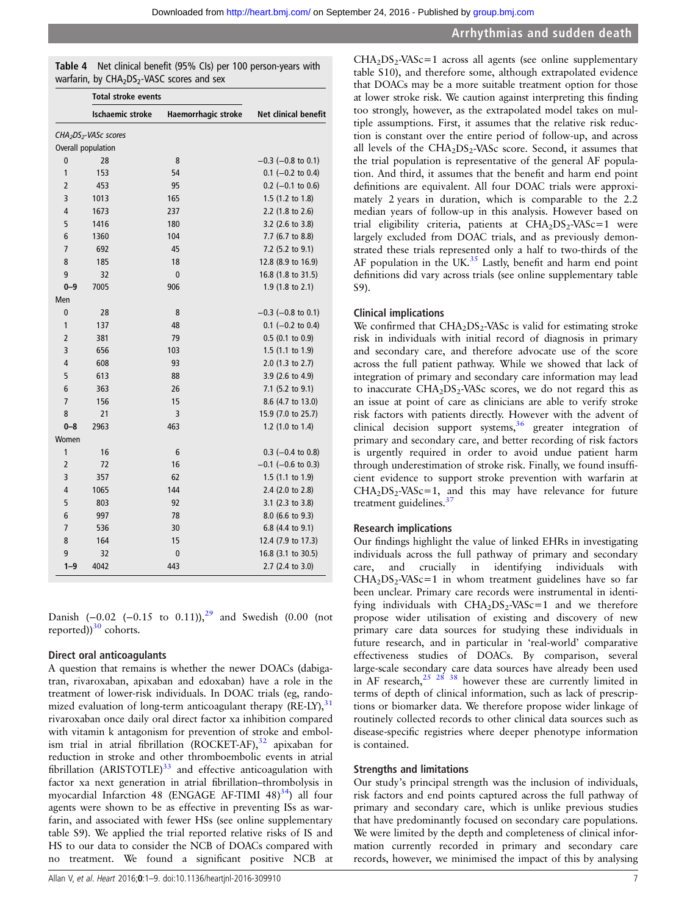**Table 4** Net clinical benefit (95% CIs) per 100 person-years with warfarin, by $CHA_2DS_2$-VASC scores and sex

| | Total stroke events | | |
|---|---|---|---|
| | Ischaemic stroke | Haemorrhagic stroke | Net clinical benefit |
| *$CHA_2DS_2$-VASc scores* | | | |
| Overall population | | | |
| 0 | 28 | 8 | −0.3 (−0.8 to 0.1) |
| 1 | 153 | 54 | 0.1 (−0.2 to 0.4) |
| 2 | 453 | 95 | 0.2 (−0.1 to 0.6) |
| 3 | 1013 | 165 | 1.5 (1.2 to 1.8) |
| 4 | 1673 | 237 | 2.2 (1.8 to 2.6) |
| 5 | 1416 | 180 | 3.2 (2.6 to 3.8) |
| 6 | 1360 | 104 | 7.7 (6.7 to 8.8) |
| 7 | 692 | 45 | 7.2 (5.2 to 9.1) |
| 8 | 185 | 18 | 12.8 (8.9 to 16.9) |
| 9 | 32 | 0 | 16.8 (1.8 to 31.5) |
| **0–9** | 7005 | 906 | 1.9 (1.8 to 2.1) |
| Men | | | |
| 0 | 28 | 8 | −0.3 (−0.8 to 0.1) |
| 1 | 137 | 48 | 0.1 (−0.2 to 0.4) |
| 2 | 381 | 79 | 0.5 (0.1 to 0.9) |
| 3 | 656 | 103 | 1.5 (1.1 to 1.9) |
| 4 | 608 | 93 | 2.0 (1.3 to 2.7) |
| 5 | 613 | 88 | 3.9 (2.6 to 4.9) |
| 6 | 363 | 26 | 7.1 (5.2 to 9.1) |
| 7 | 156 | 15 | 8.6 (4.7 to 13.0) |
| 8 | 21 | 3 | 15.9 (7.0 to 25.7) |
| **0–8** | 2963 | 463 | 1.2 (1.0 to 1.4) |
| Women | | | |
| 1 | 16 | 6 | 0.3 (−0.4 to 0.8) |
| 2 | 72 | 16 | −0.1 (−0.6 to 0.3) |
| 3 | 357 | 62 | 1.5 (1.1 to 1.9) |
| 4 | 1065 | 144 | 2.4 (2.0 to 2.8) |
| 5 | 803 | 92 | 3.1 (2.3 to 3.8) |
| 6 | 997 | 78 | 8.0 (6.6 to 9.3) |
| 7 | 536 | 30 | 6.8 (4.4 to 9.1) |
| 8 | 164 | 15 | 12.4 (7.9 to 17.3) |
| 9 | 32 | 0 | 16.8 (3.1 to 30.5) |
| **1–9** | 4042 | 443 | 2.7 (2.4 to 3.0) |

Danish (−0.02 (−0.15 to 0.11)),[29] and Swedish (0.00 (not reported))[30] cohorts.

### Direct oral anticoagulants

A question that remains is whether the newer DOACs (dabigatran, rivaroxaban, apixaban and edoxaban) have a role in the treatment of lower-risk individuals. In DOAC trials (eg, randomized evaluation of long-term anticoagulant therapy (RE-LY),[31] rivaroxaban once daily oral direct factor xa inhibition compared with vitamin k antagonism for prevention of stroke and embolism trial in atrial fibrillation (ROCKET-AF),[32] apixaban for reduction in stroke and other thromboembolic events in atrial fibrillation (ARISTOTLE)[33] and effective anticoagulation with factor xa next generation in atrial fibrillation–thrombolysis in myocardial Infarction 48 (ENGAGE AF-TIMI 48)[34]) all four agents were shown to be as effective in preventing ISs as warfarin, and associated with fewer HSs (see online supplementary table S9). We applied the trial reported relative risks of IS and HS to our data to consider the NCB of DOACs compared with no treatment. We found a significant positive NCB at $CHA_2DS_2$-VASc=1 across all agents (see online supplementary table S10), and therefore some, although extrapolated evidence that DOACs may be a more suitable treatment option for those at lower stroke risk. We caution against interpreting this finding too strongly, however, as the extrapolated model takes on multiple assumptions. First, it assumes that the relative risk reduction is constant over the entire period of follow-up, and across all levels of the $CHA_2DS_2$-VASc score. Second, it assumes that the trial population is representative of the general AF population. And third, it assumes that the benefit and harm end point definitions are equivalent. All four DOAC trials were approximately 2 years in duration, which is comparable to the 2.2 median years of follow-up in this analysis. However based on trial eligibility criteria, patients at $CHA_2DS_2$-VASc=1 were largely excluded from DOAC trials, and as previously demonstrated these trials represented only a half to two-thirds of the AF population in the UK.[35] Lastly, benefit and harm end point definitions did vary across trials (see online supplementary table S9).

### Clinical implications

We confirmed that $CHA_2DS_2$-VASc is valid for estimating stroke risk in individuals with initial record of diagnosis in primary and secondary care, and therefore advocate use of the score across the full patient pathway. While we showed that lack of integration of primary and secondary care information may lead to inaccurate $CHA_2DS_2$-VASc scores, we do not regard this as an issue at point of care as clinicians are able to verify stroke risk factors with patients directly. However with the advent of clinical decision support systems,[36] greater integration of primary and secondary care, and better recording of risk factors is urgently required in order to avoid undue patient harm through underestimation of stroke risk. Finally, we found insufficient evidence to support stroke prevention with warfarin at $CHA_2DS_2$-VASc=1, and this may have relevance for future treatment guidelines.[37]

### Research implications

Our findings highlight the value of linked EHRs in investigating individuals across the full pathway of primary and secondary care, and crucially in identifying individuals with $CHA_2DS_2$-VASc=1 in whom treatment guidelines have so far been unclear. Primary care records were instrumental in identifying individuals with $CHA_2DS_2$-VASc=1 and we therefore propose wider utilisation of existing and discovery of new primary care data sources for studying these individuals in future research, and in particular in 'real-world' comparative effectiveness studies of DOACs. By comparison, several large-scale secondary care data sources have already been used in AF research,[25 28 38] however these are currently limited in terms of depth of clinical information, such as lack of prescriptions or biomarker data. We therefore propose wider linkage of routinely collected records to other clinical data sources such as disease-specific registries where deeper phenotype information is contained.

### Strengths and limitations

Our study's principal strength was the inclusion of individuals, risk factors and end points captured across the full pathway of primary and secondary care, which is unlike previous studies that have predominantly focused on secondary care populations. We were limited by the depth and completeness of clinical information currently recorded in primary and secondary care records, however, we minimised the impact of this by analysing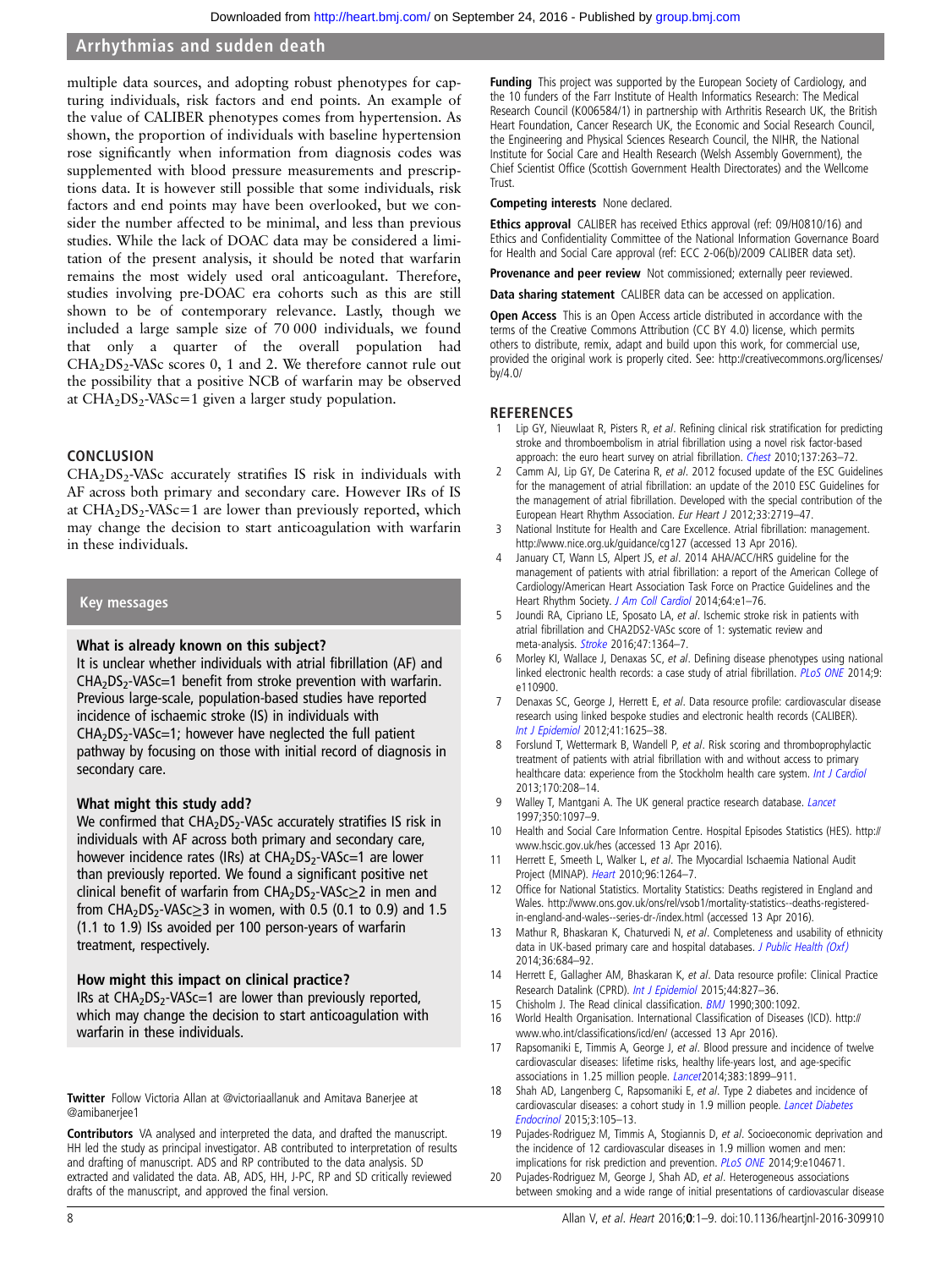multiple data sources, and adopting robust phenotypes for capturing individuals, risk factors and end points. An example of the value of CALIBER phenotypes comes from hypertension. As shown, the proportion of individuals with baseline hypertension rose significantly when information from diagnosis codes was supplemented with blood pressure measurements and prescriptions data. It is however still possible that some individuals, risk factors and end points may have been overlooked, but we consider the number affected to be minimal, and less than previous studies. While the lack of DOAC data may be considered a limitation of the present analysis, it should be noted that warfarin remains the most widely used oral anticoagulant. Therefore, studies involving pre-DOAC era cohorts such as this are still shown to be of contemporary relevance. Lastly, though we included a large sample size of 70 000 individuals, we found that only a quarter of the overall population had $CHA_2DS_2$-VASc scores 0, 1 and 2. We therefore cannot rule out the possibility that a positive NCB of warfarin may be observed at $CHA_2DS_2$-VASc=1 given a larger study population.

## CONCLUSION

$CHA_2DS_2$-VASc accurately stratifies IS risk in individuals with AF across both primary and secondary care. However IRs of IS at $CHA_2DS_2$-VASc=1 are lower than previously reported, which may change the decision to start anticoagulation with warfarin in these individuals.

### Key messages

**What is already known on this subject?**

It is unclear whether individuals with atrial fibrillation (AF) and $CHA_2DS_2$-VASc=1 benefit from stroke prevention with warfarin. Previous large-scale, population-based studies have reported incidence of ischaemic stroke (IS) in individuals with $CHA_2DS_2$-VASc=1; however have neglected the full patient pathway by focusing on those with initial record of diagnosis in secondary care.

**What might this study add?**

We confirmed that $CHA_2DS_2$-VASc accurately stratifies IS risk in individuals with AF across both primary and secondary care, however incidence rates (IRs) at $CHA_2DS_2$-VASc=1 are lower than previously reported. We found a significant positive net clinical benefit of warfarin from $CHA_2DS_2$-VASc≥2 in men and from $CHA_2DS_2$-VASc≥3 in women, with 0.5 (0.1 to 0.9) and 1.5 (1.1 to 1.9) ISs avoided per 100 person-years of warfarin treatment, respectively.

**How might this impact on clinical practice?**

IRs at $CHA_2DS_2$-VASc=1 are lower than previously reported, which may change the decision to start anticoagulation with warfarin in these individuals.

**Twitter** Follow Victoria Allan at @victoriaallanuk and Amitava Banerjee at @amibanerjee1

**Contributors** VA analysed and interpreted the data, and drafted the manuscript. HH led the study as principal investigator. AB contributed to interpretation of results and drafting of manuscript. ADS and RP contributed to the data analysis. SD extracted and validated the data. AB, ADS, HH, J-PC, RP and SD critically reviewed drafts of the manuscript, and approved the final version.

**Funding** This project was supported by the European Society of Cardiology, and the 10 funders of the Farr Institute of Health Informatics Research: The Medical Research Council (K006584/1) in partnership with Arthritis Research UK, the British Heart Foundation, Cancer Research UK, the Economic and Social Research Council, the Engineering and Physical Sciences Research Council, the NIHR, the National Institute for Social Care and Health Research (Welsh Assembly Government), the Chief Scientist Office (Scottish Government Health Directorates) and the Wellcome Trust.

**Competing interests** None declared.

**Ethics approval** CALIBER has received Ethics approval (ref: 09/H0810/16) and Ethics and Confidentiality Committee of the National Information Governance Board for Health and Social Care approval (ref: ECC 2-06(b)/2009 CALIBER data set).

**Provenance and peer review** Not commissioned; externally peer reviewed.

**Data sharing statement** CALIBER data can be accessed on application.

**Open Access** This is an Open Access article distributed in accordance with the terms of the Creative Commons Attribution (CC BY 4.0) license, which permits others to distribute, remix, adapt and build upon this work, for commercial use, provided the original work is properly cited. See: http://creativecommons.org/licenses/by/4.0/

## REFERENCES

1. Lip GY, Nieuwlaat R, Pisters R, *et al*. Refining clinical risk stratification for predicting stroke and thromboembolism in atrial fibrillation using a novel risk factor-based approach: the euro heart survey on atrial fibrillation. *Chest* 2010;137:263–72.
2. Camm AJ, Lip GY, De Caterina R, *et al*. 2012 focused update of the ESC Guidelines for the management of atrial fibrillation: an update of the 2010 ESC Guidelines for the management of atrial fibrillation. Developed with the special contribution of the European Heart Rhythm Association. *Eur Heart J* 2012;33:2719–47.
3. National Institute for Health and Care Excellence. Atrial fibrillation: management. http://www.nice.org.uk/guidance/cg127 (accessed 13 Apr 2016).
4. January CT, Wann LS, Alpert JS, *et al*. 2014 AHA/ACC/HRS guideline for the management of patients with atrial fibrillation: a report of the American College of Cardiology/American Heart Association Task Force on Practice Guidelines and the Heart Rhythm Society. *J Am Coll Cardiol* 2014;64:e1–76.
5. Joundi RA, Cipriano LE, Sposato LA, *et al*. Ischemic stroke risk in patients with atrial fibrillation and CHA2DS2-VASc score of 1: systematic review and meta-analysis. *Stroke* 2016;47:1364–7.
6. Morley KI, Wallace J, Denaxas SC, *et al*. Defining disease phenotypes using national linked electronic health records: a case study of atrial fibrillation. *PLoS ONE* 2014;9:e110900.
7. Denaxas SC, George J, Herrett E, *et al*. Data resource profile: cardiovascular disease research using linked bespoke studies and electronic health records (CALIBER). *Int J Epidemiol* 2012;41:1625–38.
8. Forslund T, Wettermark B, Wandell P, *et al*. Risk scoring and thromboprophylactic treatment of patients with atrial fibrillation with and without access to primary healthcare data: experience from the Stockholm health care system. *Int J Cardiol* 2013;170:208–14.
9. Walley T, Mantgani A. The UK general practice research database. *Lancet* 1997;350:1097–9.
10. Health and Social Care Information Centre. Hospital Episodes Statistics (HES). http://www.hscic.gov.uk/hes (accessed 13 Apr 2016).
11. Herrett E, Smeeth L, Walker L, *et al*. The Myocardial Ischaemia National Audit Project (MINAP). *Heart* 2010;96:1264–7.
12. Office for National Statistics. Mortality Statistics: Deaths registered in England and Wales. http://www.ons.gov.uk/ons/rel/vsob1/mortality-statistics--deaths-registered-in-england-and-wales--series-dr-/index.html (accessed 13 Apr 2016).
13. Mathur R, Bhaskaran K, Chaturvedi N, *et al*. Completeness and usability of ethnicity data in UK-based primary care and hospital databases. *J Public Health (Oxf)* 2014;36:684–92.
14. Herrett E, Gallagher AM, Bhaskaran K, *et al*. Data resource profile: Clinical Practice Research Datalink (CPRD). *Int J Epidemiol* 2015;44:827–36.
15. Chisholm J. The Read clinical classification. *BMJ* 1990;300:1092.
16. World Health Organisation. International Classification of Diseases (ICD). http://www.who.int/classifications/icd/en/ (accessed 13 Apr 2016).
17. Rapsomaniki E, Timmis A, George J, *et al*. Blood pressure and incidence of twelve cardiovascular diseases: lifetime risks, healthy life-years lost, and age-specific associations in 1.25 million people. *Lancet* 2014;383:1899–911.
18. Shah AD, Langenberg C, Rapsomaniki E, *et al*. Type 2 diabetes and incidence of cardiovascular diseases: a cohort study in 1.9 million people. *Lancet Diabetes Endocrinol* 2015;3:105–13.
19. Pujades-Rodriguez M, Timmis A, Stogiannis D, *et al*. Socioeconomic deprivation and the incidence of 12 cardiovascular diseases in 1.9 million women and men: implications for risk prediction and prevention. *PLoS ONE* 2014;9:e104671.
20. Pujades-Rodriguez M, George J, Shah AD, *et al*. Heterogeneous associations between smoking and a wide range of initial presentations of cardiovascular disease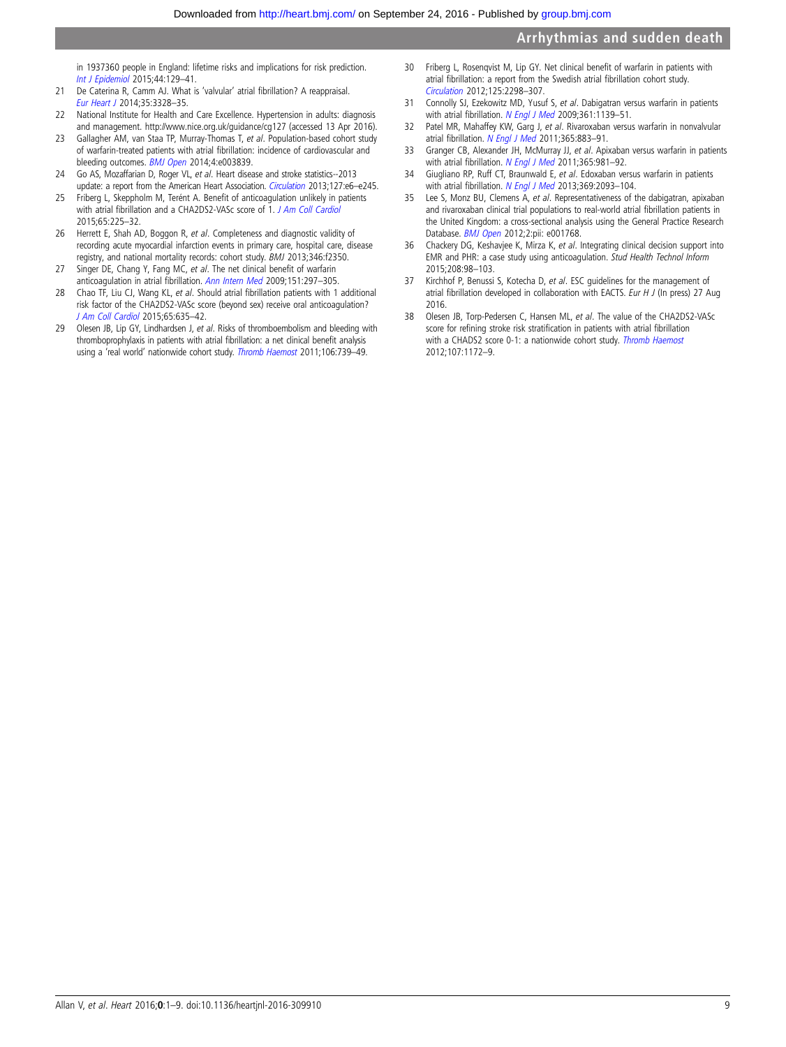in 1937360 people in England: lifetime risks and implications for risk prediction. *Int J Epidemiol* 2015;44:129–41.

21 De Caterina R, Camm AJ. What is 'valvular' atrial fibrillation? A reappraisal. *Eur Heart J* 2014;35:3328–35.
22 National Institute for Health and Care Excellence. Hypertension in adults: diagnosis and management. http://www.nice.org.uk/guidance/cg127 (accessed 13 Apr 2016).
23 Gallagher AM, van Staa TP, Murray-Thomas T, *et al*. Population-based cohort study of warfarin-treated patients with atrial fibrillation: incidence of cardiovascular and bleeding outcomes. *BMJ Open* 2014;4:e003839.
24 Go AS, Mozaffarian D, Roger VL, *et al*. Heart disease and stroke statistics--2013 update: a report from the American Heart Association. *Circulation* 2013;127:e6–e245.
25 Friberg L, Skeppholm M, Terént A. Benefit of anticoagulation unlikely in patients with atrial fibrillation and a CHA2DS2-VASc score of 1. *J Am Coll Cardiol* 2015;65:225–32.
26 Herrett E, Shah AD, Boggon R, *et al*. Completeness and diagnostic validity of recording acute myocardial infarction events in primary care, hospital care, disease registry, and national mortality records: cohort study. *BMJ* 2013;346:f2350.
27 Singer DE, Chang Y, Fang MC, *et al*. The net clinical benefit of warfarin anticoagulation in atrial fibrillation. *Ann Intern Med* 2009;151:297–305.
28 Chao TF, Liu CJ, Wang KL, *et al*. Should atrial fibrillation patients with 1 additional risk factor of the CHA2DS2-VASc score (beyond sex) receive oral anticoagulation? *J Am Coll Cardiol* 2015;65:635–42.
29 Olesen JB, Lip GY, Lindhardsen J, *et al*. Risks of thromboembolism and bleeding with thromboprophylaxis in patients with atrial fibrillation: a net clinical benefit analysis using a 'real world' nationwide cohort study. *Thromb Haemost* 2011;106:739–49.
30 Friberg L, Rosenqvist M, Lip GY. Net clinical benefit of warfarin in patients with atrial fibrillation: a report from the Swedish atrial fibrillation cohort study. *Circulation* 2012;125:2298–307.
31 Connolly SJ, Ezekowitz MD, Yusuf S, *et al*. Dabigatran versus warfarin in patients with atrial fibrillation. *N Engl J Med* 2009;361:1139–51.
32 Patel MR, Mahaffey KW, Garg J, *et al*. Rivaroxaban versus warfarin in nonvalvular atrial fibrillation. *N Engl J Med* 2011;365:883–91.
33 Granger CB, Alexander JH, McMurray JJ, *et al*. Apixaban versus warfarin in patients with atrial fibrillation. *N Engl J Med* 2011;365:981–92.
34 Giugliano RP, Ruff CT, Braunwald E, *et al*. Edoxaban versus warfarin in patients with atrial fibrillation. *N Engl J Med* 2013;369:2093–104.
35 Lee S, Monz BU, Clemens A, *et al*. Representativeness of the dabigatran, apixaban and rivaroxaban clinical trial populations to real-world atrial fibrillation patients in the United Kingdom: a cross-sectional analysis using the General Practice Research Database. *BMJ Open* 2012;2:pii: e001768.
36 Chackery DG, Keshavjee K, Mirza K, *et al*. Integrating clinical decision support into EMR and PHR: a case study using anticoagulation. *Stud Health Technol Inform* 2015;208:98–103.
37 Kirchhof P, Benussi S, Kotecha D, *et al*. ESC guidelines for the management of atrial fibrillation developed in collaboration with EACTS. *Eur H J* (In press) 27 Aug 2016.
38 Olesen JB, Torp-Pedersen C, Hansen ML, *et al*. The value of the CHA2DS2-VASc score for refining stroke risk stratification in patients with atrial fibrillation with a CHADS2 score 0-1: a nationwide cohort study. *Thromb Haemost* 2012;107:1172–9.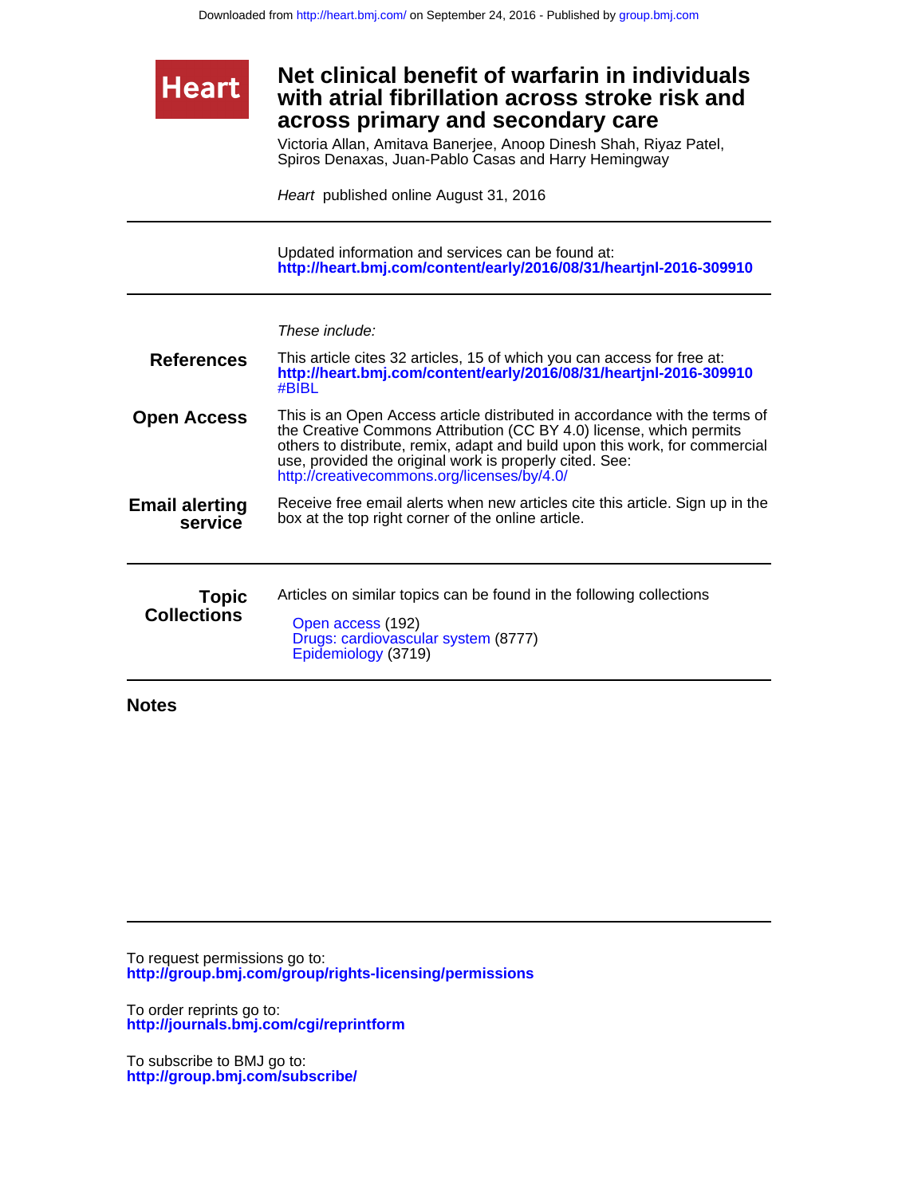Downloaded from http://heart.bmj.com/ on September 24, 2016 - Published by group.bmj.com

**Heart**

# Net clinical benefit of warfarin in individuals with atrial fibrillation across stroke risk and across primary and secondary care

Victoria Allan, Amitava Banerjee, Anoop Dinesh Shah, Riyaz Patel, Spiros Denaxas, Juan-Pablo Casas and Harry Hemingway

*Heart* published online August 31, 2016

Updated information and services can be found at:
**http://heart.bmj.com/content/early/2016/08/31/heartjnl-2016-309910**

*These include:*

**References**
This article cites 32 articles, 15 of which you can access for free at:
**http://heart.bmj.com/content/early/2016/08/31/heartjnl-2016-309910#BIBL**

**Open Access**
This is an Open Access article distributed in accordance with the terms of the Creative Commons Attribution (CC BY 4.0) license, which permits others to distribute, remix, adapt and build upon this work, for commercial use, provided the original work is properly cited. See: http://creativecommons.org/licenses/by/4.0/

**Email alerting service**
Receive free email alerts when new articles cite this article. Sign up in the box at the top right corner of the online article.

**Topic Collections**
Articles on similar topics can be found in the following collections

- Open access (192)
- Drugs: cardiovascular system (8777)
- Epidemiology (3719)

## Notes

To request permissions go to:
**http://group.bmj.com/group/rights-licensing/permissions**

To order reprints go to:
**http://journals.bmj.com/cgi/reprintform**

To subscribe to BMJ go to:
**http://group.bmj.com/subscribe/**